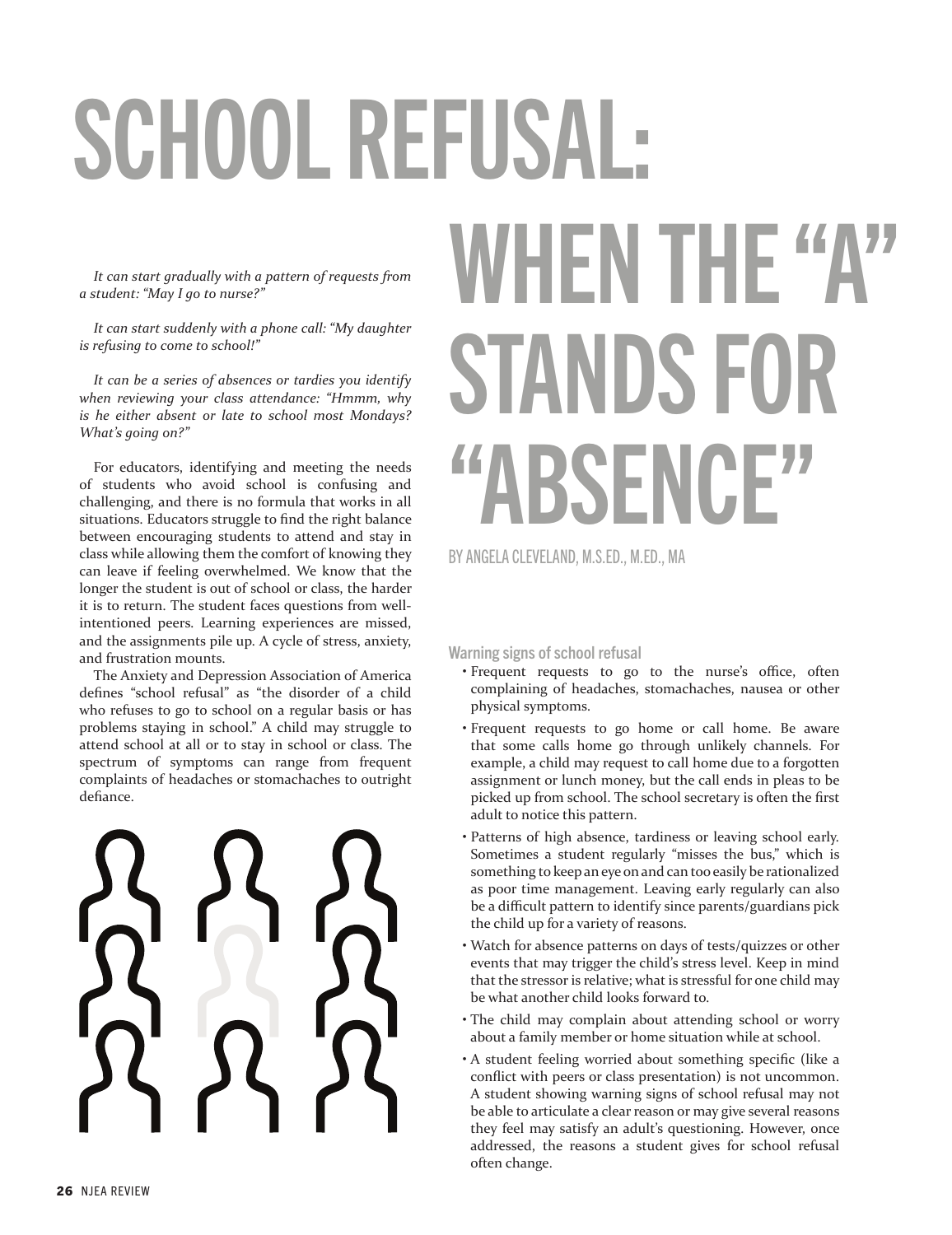# SCHOOL REFUSAL: WHEN THE "A" STANDS FOR "ABSENCE"

BY ANGELA CLEVELAND, M.S.ED., M.ED., MA

*It can start gradually with a pattern of requests from a student: "May I go to nurse?"*

*It can start suddenly with a phone call: "My daughter is refusing to come to school!"*

*It can be a series of absences or tardies you identify when reviewing your class attendance: "Hmmm, why is he either absent or late to school most Mondays? What's going on?"*

For educators, identifying and meeting the needs of students who avoid school is confusing and challenging, and there is no formula that works in all situations. Educators struggle to find the right balance between encouraging students to attend and stay in class while allowing them the comfort of knowing they can leave if feeling overwhelmed. We know that the longer the student is out of school or class, the harder it is to return. The student faces questions from well-intentioned peers. Learning experiences are missed, and the assignments pile up. A cycle of stress, anxiety, and frustration mounts.

The Anxiety and Depression Association of America defines "school refusal" as "the disorder of a child who refuses to go to school on a regular basis or has problems staying in school." A child may struggle to attend school at all or to stay in school or class. The spectrum of symptoms can range from frequent complaints of headaches or stomachaches to outright defiance.

## Warning signs of school refusal

- Frequent requests to go to the nurse's office, often complaining of headaches, stomachaches, nausea or other physical symptoms.
- Frequent requests to go home or call home. Be aware that some calls home go through unlikely channels. For example, a child may request to call home due to a forgotten assignment or lunch money, but the call ends in pleas to be picked up from school. The school secretary is often the first adult to notice this pattern.
- Patterns of high absence, tardiness or leaving school early. Sometimes a student regularly "misses the bus," which is something to keep an eye on and can too easily be rationalized as poor time management. Leaving early regularly can also be a difficult pattern to identify since parents/guardians pick the child up for a variety of reasons.
- Watch for absence patterns on days of tests/quizzes or other events that may trigger the child's stress level. Keep in mind that the stressor is relative; what is stressful for one child may be what another child looks forward to.
- The child may complain about attending school or worry about a family member or home situation while at school.
- A student feeling worried about something specific (like a conflict with peers or class presentation) is not uncommon. A student showing warning signs of school refusal may not be able to articulate a clear reason or may give several reasons they feel may satisfy an adult's questioning. However, once addressed, the reasons a student gives for school refusal often change.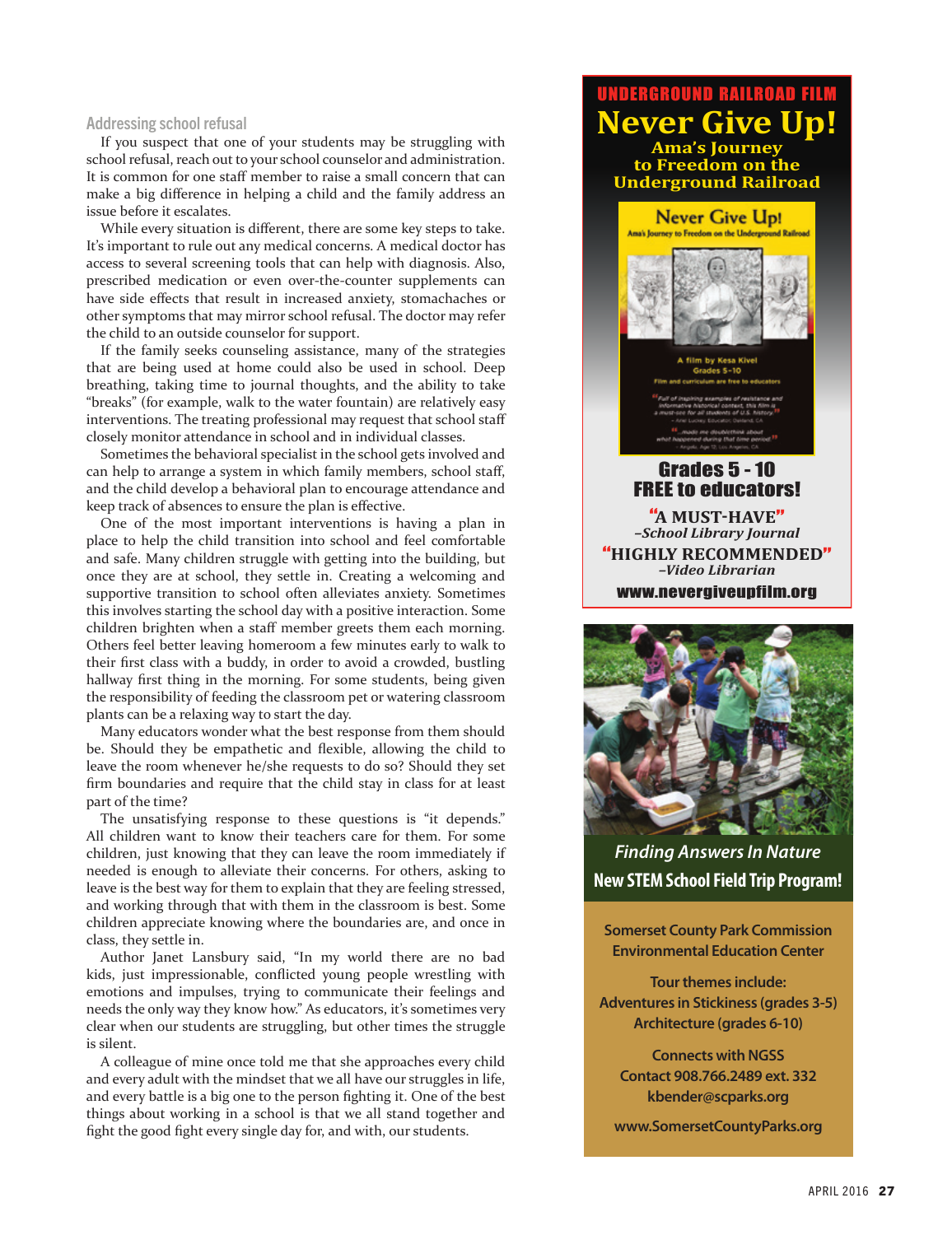### Addressing school refusal

If you suspect that one of your students may be struggling with school refusal, reach out to your school counselor and administration. It is common for one staff member to raise a small concern that can make a big difference in helping a child and the family address an issue before it escalates.

While every situation is different, there are some key steps to take. It's important to rule out any medical concerns. A medical doctor has access to several screening tools that can help with diagnosis. Also, prescribed medication or even over-the-counter supplements can have side effects that result in increased anxiety, stomachaches or other symptoms that may mirror school refusal. The doctor may refer the child to an outside counselor for support.

If the family seeks counseling assistance, many of the strategies that are being used at home could also be used in school. Deep breathing, taking time to journal thoughts, and the ability to take "breaks" (for example, walk to the water fountain) are relatively easy interventions. The treating professional may request that school staff closely monitor attendance in school and in individual classes.

Sometimes the behavioral specialist in the school gets involved and can help to arrange a system in which family members, school staff, and the child develop a behavioral plan to encourage attendance and keep track of absences to ensure the plan is effective.

One of the most important interventions is having a plan in place to help the child transition into school and feel comfortable and safe. Many children struggle with getting into the building, but once they are at school, they settle in. Creating a welcoming and supportive transition to school often alleviates anxiety. Sometimes this involves starting the school day with a positive interaction. Some children brighten when a staff member greets them each morning. Others feel better leaving homeroom a few minutes early to walk to their first class with a buddy, in order to avoid a crowded, bustling hallway first thing in the morning. For some students, being given the responsibility of feeding the classroom pet or watering classroom plants can be a relaxing way to start the day.

Many educators wonder what the best response from them should be. Should they be empathetic and flexible, allowing the child to leave the room whenever he/she requests to do so? Should they set firm boundaries and require that the child stay in class for at least part of the time?

The unsatisfying response to these questions is "it depends." All children want to know their teachers care for them. For some children, just knowing that they can leave the room immediately if needed is enough to alleviate their concerns. For others, asking to leave is the best way for them to explain that they are feeling stressed, and working through that with them in the classroom is best. Some children appreciate knowing where the boundaries are, and once in class, they settle in.

Author Janet Lansbury said, "In my world there are no bad kids, just impressionable, conflicted young people wrestling with emotions and impulses, trying to communicate their feelings and needs the only way they know how." As educators, it's sometimes very clear when our students are struggling, but other times the struggle is silent.

A colleague of mine once told me that she approaches every child and every adult with the mindset that we all have our struggles in life, and every battle is a big one to the person fighting it. One of the best things about working in a school is that we all stand together and fight the good fight every single day for, and with, our students.

---

**UNDERGROUND RAILROAD FILM**

# Never Give Up!

**Ama's Journey to Freedom on the Underground Railroad**

Never Give Up!
Ama's Journey to Freedom on the Underground Railroad

A film by Kesa Kivel
Grades 5–10
Film and curriculum are free to educators

"Full of inspiring examples of resistance and informative historical context, this film is a must-see for all students of U.S. history."
– Ariel Luckey, Educator, Oakland, CA

"...made me doublethink about what happened during that time period."
– Angela, Age 12, Los Angeles, CA

**Grades 5 - 10**
**FREE to educators!**

**"A MUST-HAVE"**
*–School Library Journal*

**"HIGHLY RECOMMENDED"**
*–Video Librarian*

**www.nevergiveupfilm.org**

---

*Finding Answers In Nature*

**New STEM School Field Trip Program!**

Somerset County Park Commission
Environmental Education Center

Tour themes include:
Adventures in Stickiness (grades 3-5)
Architecture (grades 6-10)

Connects with NGSS
Contact 908.766.2489 ext. 332
kbender@scparks.org

www.SomersetCountyParks.org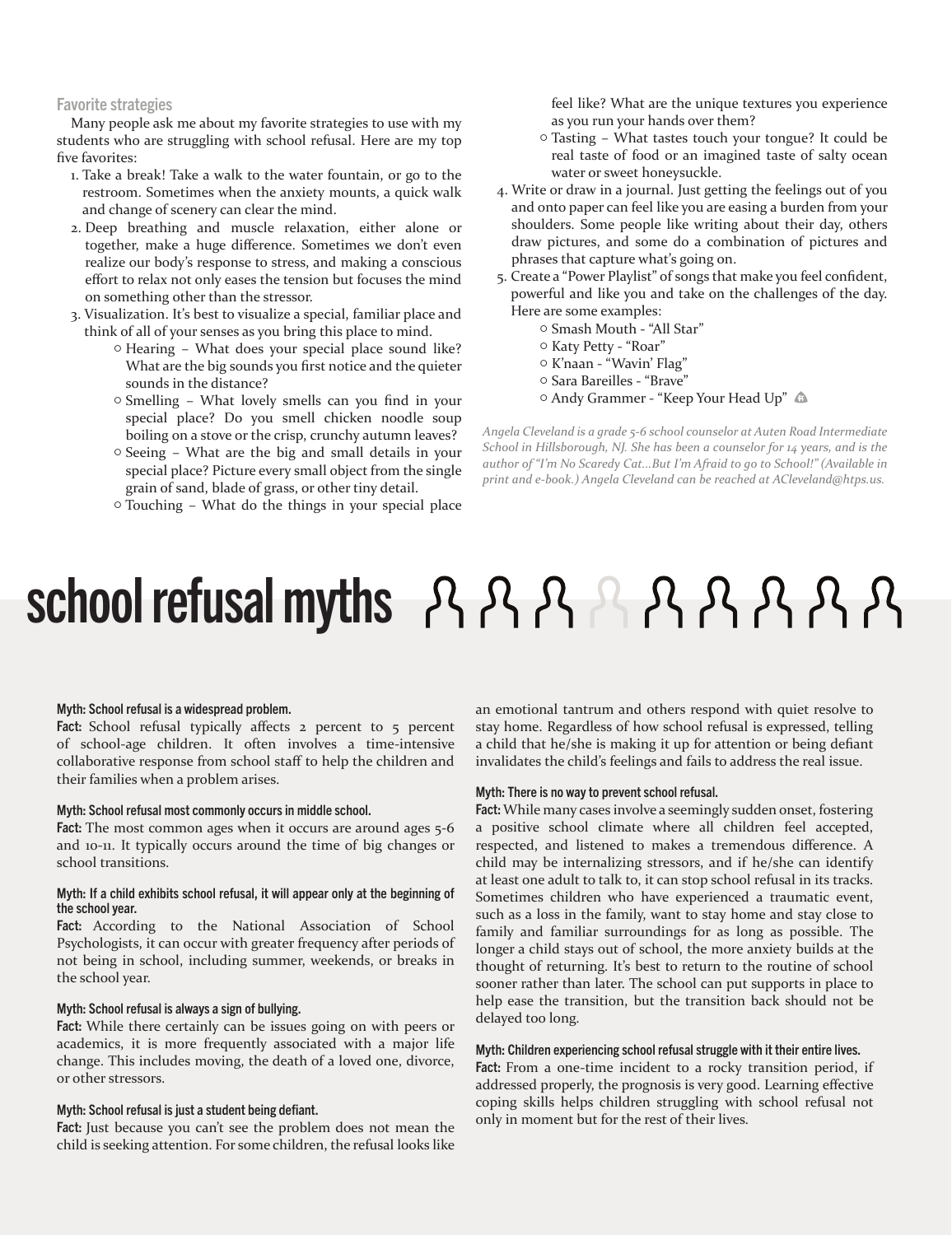### Favorite strategies

Many people ask me about my favorite strategies to use with my students who are struggling with school refusal. Here are my top five favorites:

1. Take a break! Take a walk to the water fountain, or go to the restroom. Sometimes when the anxiety mounts, a quick walk and change of scenery can clear the mind.
2. Deep breathing and muscle relaxation, either alone or together, make a huge difference. Sometimes we don't even realize our body's response to stress, and making a conscious effort to relax not only eases the tension but focuses the mind on something other than the stressor.
3. Visualization. It's best to visualize a special, familiar place and think of all of your senses as you bring this place to mind.
   - Hearing – What does your special place sound like? What are the big sounds you first notice and the quieter sounds in the distance?
   - Smelling – What lovely smells can you find in your special place? Do you smell chicken noodle soup boiling on a stove or the crisp, crunchy autumn leaves?
   - Seeing – What are the big and small details in your special place? Picture every small object from the single grain of sand, blade of grass, or other tiny detail.
   - Touching – What do the things in your special place feel like? What are the unique textures you experience as you run your hands over them?
   - Tasting – What tastes touch your tongue? It could be real taste of food or an imagined taste of salty ocean water or sweet honeysuckle.
4. Write or draw in a journal. Just getting the feelings out of you and onto paper can feel like you are easing a burden from your shoulders. Some people like writing about their day, others draw pictures, and some do a combination of pictures and phrases that capture what's going on.
5. Create a "Power Playlist" of songs that make you feel confident, powerful and like you and take on the challenges of the day. Here are some examples:
   - Smash Mouth - "All Star"
   - Katy Petty - "Roar"
   - K'naan - "Wavin' Flag"
   - Sara Bareilles - "Brave"
   - Andy Grammer - "Keep Your Head Up"

*Angela Cleveland is a grade 5-6 school counselor at Auten Road Intermediate School in Hillsborough, NJ. She has been a counselor for 14 years, and is the author of "I'm No Scaredy Cat...But I'm Afraid to go to School!" (Available in print and e-book.) Angela Cleveland can be reached at ACleveland@htps.us.*

## school refusal myths

**Myth: School refusal is a widespread problem.**
**Fact:** School refusal typically affects 2 percent to 5 percent of school-age children. It often involves a time-intensive collaborative response from school staff to help the children and their families when a problem arises.

**Myth: School refusal most commonly occurs in middle school.**
**Fact:** The most common ages when it occurs are around ages 5-6 and 10-11. It typically occurs around the time of big changes or school transitions.

**Myth: If a child exhibits school refusal, it will appear only at the beginning of the school year.**
**Fact:** According to the National Association of School Psychologists, it can occur with greater frequency after periods of not being in school, including summer, weekends, or breaks in the school year.

**Myth: School refusal is always a sign of bullying.**
**Fact:** While there certainly can be issues going on with peers or academics, it is more frequently associated with a major life change. This includes moving, the death of a loved one, divorce, or other stressors.

**Myth: School refusal is just a student being defiant.**
**Fact:** Just because you can't see the problem does not mean the child is seeking attention. For some children, the refusal looks like an emotional tantrum and others respond with quiet resolve to stay home. Regardless of how school refusal is expressed, telling a child that he/she is making it up for attention or being defiant invalidates the child's feelings and fails to address the real issue.

**Myth: There is no way to prevent school refusal.**
**Fact:** While many cases involve a seemingly sudden onset, fostering a positive school climate where all children feel accepted, respected, and listened to makes a tremendous difference. A child may be internalizing stressors, and if he/she can identify at least one adult to talk to, it can stop school refusal in its tracks. Sometimes children who have experienced a traumatic event, such as a loss in the family, want to stay home and stay close to family and familiar surroundings for as long as possible. The longer a child stays out of school, the more anxiety builds at the thought of returning. It's best to return to the routine of school sooner rather than later. The school can put supports in place to help ease the transition, but the transition back should not be delayed too long.

**Myth: Children experiencing school refusal struggle with it their entire lives.**
**Fact:** From a one-time incident to a rocky transition period, if addressed properly, the prognosis is very good. Learning effective coping skills helps children struggling with school refusal not only in moment but for the rest of their lives.